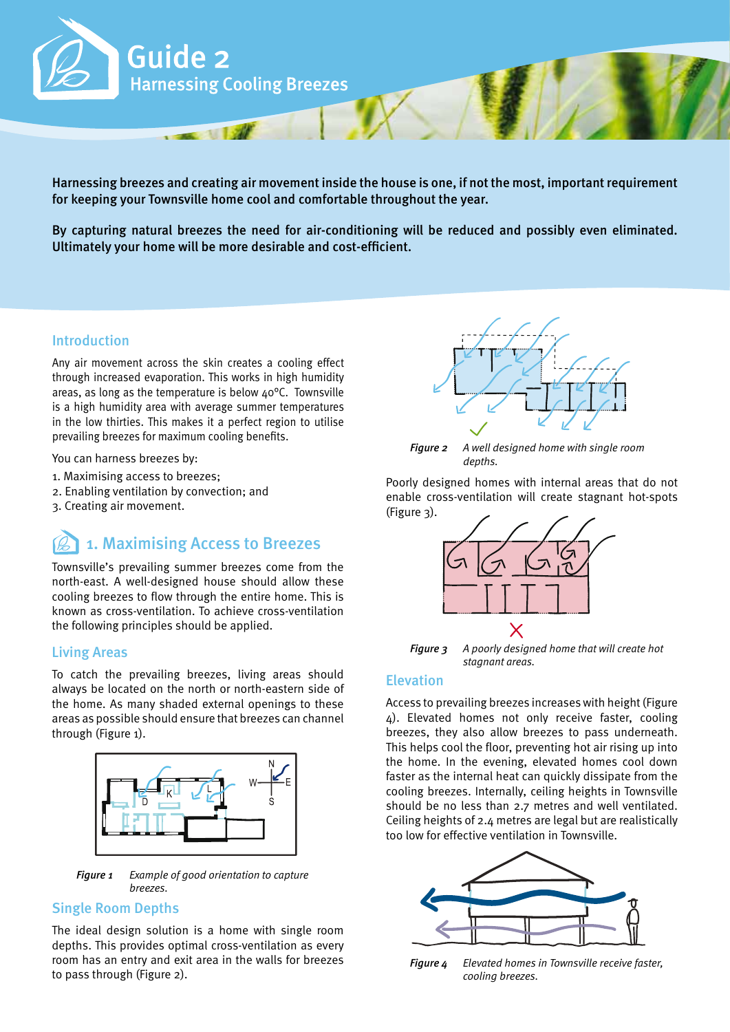# Guide 2

## Harnessing Cooling Breezes

**Harnessing breezes and creating air movement inside the house is one, if not the most, important requirement for keeping your Townsville home cool and comfortable throughout the year.**

**By capturing natural breezes the need for air-conditioning will be reduced and possibly even eliminated. Ultimately your home will be more desirable and cost-efficient.**

### Introduction

Any air movement across the skin creates a cooling effect through increased evaporation. This works in high humidity areas, as long as the temperature is below 40°C. Townsville is a high humidity area with average summer temperatures in the low thirties. This makes it a perfect region to utilise prevailing breezes for maximum cooling benefits.

You can harness breezes by:

1. Maximising access to breezes;
2. Enabling ventilation by convection; and
3. Creating air movement.

## 1. Maximising Access to Breezes

Townsville's prevailing summer breezes come from the north-east. A well-designed house should allow these cooling breezes to flow through the entire home. This is known as cross-ventilation. To achieve cross-ventilation the following principles should be applied.

### Living Areas

To catch the prevailing breezes, living areas should always be located on the north or north-eastern side of the home. As many shaded external openings to these areas as possible should ensure that breezes can channel through (Figure 1).

*Figure 1* *Example of good orientation to capture breezes.*

### Single Room Depths

The ideal design solution is a home with single room depths. This provides optimal cross-ventilation as every room has an entry and exit area in the walls for breezes to pass through (Figure 2).

*Figure 2* *A well designed home with single room depths.*

Poorly designed homes with internal areas that do not enable cross-ventilation will create stagnant hot-spots (Figure 3).

*Figure 3* *A poorly designed home that will create hot stagnant areas.*

### Elevation

Access to prevailing breezes increases with height (Figure 4). Elevated homes not only receive faster, cooling breezes, they also allow breezes to pass underneath. This helps cool the floor, preventing hot air rising up into the home. In the evening, elevated homes cool down faster as the internal heat can quickly dissipate from the cooling breezes. Internally, ceiling heights in Townsville should be no less than 2.7 metres and well ventilated. Ceiling heights of 2.4 metres are legal but are realistically too low for effective ventilation in Townsville.

*Figure 4* *Elevated homes in Townsville receive faster, cooling breezes.*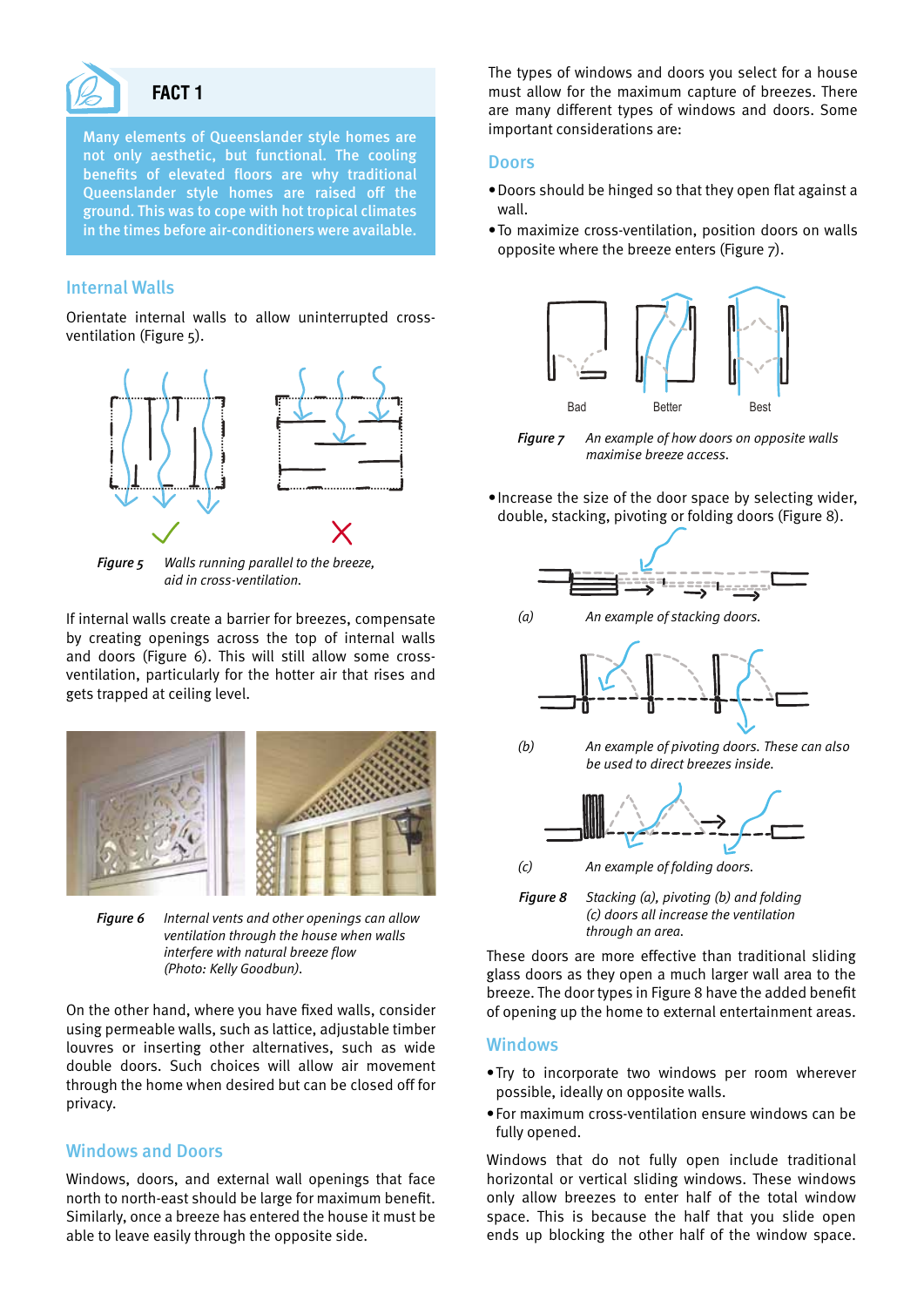## FACT 1

Many elements of Queenslander style homes are not only aesthetic, but functional. The cooling benefits of elevated floors are why traditional Queenslander style homes are raised off the ground. This was to cope with hot tropical climates in the times before air-conditioners were available.

### Internal Walls

Orientate internal walls to allow uninterrupted cross-ventilation (Figure 5).

*Figure 5* *Walls running parallel to the breeze, aid in cross-ventilation.*

If internal walls create a barrier for breezes, compensate by creating openings across the top of internal walls and doors (Figure 6). This will still allow some cross-ventilation, particularly for the hotter air that rises and gets trapped at ceiling level.

*Figure 6* *Internal vents and other openings can allow ventilation through the house when walls interfere with natural breeze flow (Photo: Kelly Goodbun).*

On the other hand, where you have fixed walls, consider using permeable walls, such as lattice, adjustable timber louvres or inserting other alternatives, such as wide double doors. Such choices will allow air movement through the home when desired but can be closed off for privacy.

### Windows and Doors

Windows, doors, and external wall openings that face north to north-east should be large for maximum benefit. Similarly, once a breeze has entered the house it must be able to leave easily through the opposite side.

The types of windows and doors you select for a house must allow for the maximum capture of breezes. There are many different types of windows and doors. Some important considerations are:

### Doors

- Doors should be hinged so that they open flat against a wall.
- To maximize cross-ventilation, position doors on walls opposite where the breeze enters (Figure 7).

Bad Better Best

*Figure 7* *An example of how doors on opposite walls maximise breeze access.*

- Increase the size of the door space by selecting wider, double, stacking, pivoting or folding doors (Figure 8).

(a) *An example of stacking doors.*

(b) *An example of pivoting doors. These can also be used to direct breezes inside.*

(c) *An example of folding doors.*

*Figure 8* *Stacking (a), pivoting (b) and folding (c) doors all increase the ventilation through an area.*

These doors are more effective than traditional sliding glass doors as they open a much larger wall area to the breeze. The door types in Figure 8 have the added benefit of opening up the home to external entertainment areas.

### Windows

- Try to incorporate two windows per room wherever possible, ideally on opposite walls.
- For maximum cross-ventilation ensure windows can be fully opened.

Windows that do not fully open include traditional horizontal or vertical sliding windows. These windows only allow breezes to enter half of the total window space. This is because the half that you slide open ends up blocking the other half of the window space.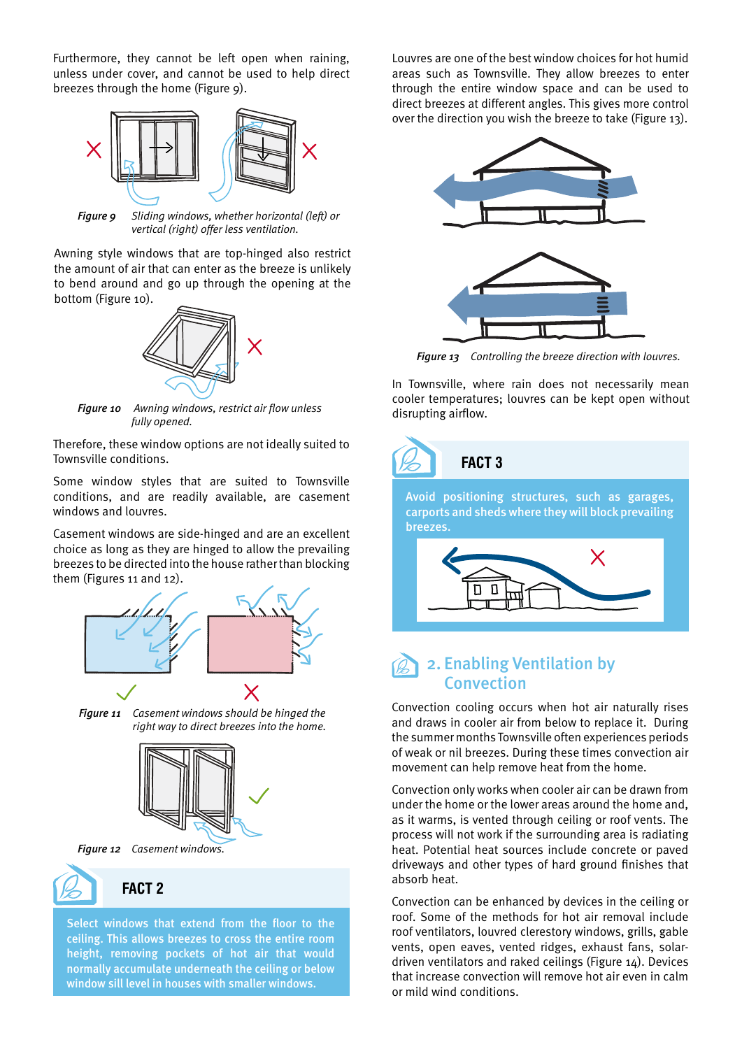Furthermore, they cannot be left open when raining, unless under cover, and cannot be used to help direct breezes through the home (Figure 9).

*Figure 9* *Sliding windows, whether horizontal (left) or vertical (right) offer less ventilation.*

Awning style windows that are top-hinged also restrict the amount of air that can enter as the breeze is unlikely to bend around and go up through the opening at the bottom (Figure 10).

*Figure 10* *Awning windows, restrict air flow unless fully opened.*

Therefore, these window options are not ideally suited to Townsville conditions.

Some window styles that are suited to Townsville conditions, and are readily available, are casement windows and louvres.

Casement windows are side-hinged and are an excellent choice as long as they are hinged to allow the prevailing breezes to be directed into the house rather than blocking them (Figures 11 and 12).

*Figure 11* *Casement windows should be hinged the right way to direct breezes into the home.*

*Figure 12* *Casement windows.*

### FACT 2

Select windows that extend from the floor to the ceiling. This allows breezes to cross the entire room height, removing pockets of hot air that would normally accumulate underneath the ceiling or below window sill level in houses with smaller windows.

Louvres are one of the best window choices for hot humid areas such as Townsville. They allow breezes to enter through the entire window space and can be used to direct breezes at different angles. This gives more control over the direction you wish the breeze to take (Figure 13).

*Figure 13* *Controlling the breeze direction with louvres.*

In Townsville, where rain does not necessarily mean cooler temperatures; louvres can be kept open without disrupting airflow.

### FACT 3

Avoid positioning structures, such as garages, carports and sheds where they will block prevailing breezes.

## 2. Enabling Ventilation by Convection

Convection cooling occurs when hot air naturally rises and draws in cooler air from below to replace it. During the summer months Townsville often experiences periods of weak or nil breezes. During these times convection air movement can help remove heat from the home.

Convection only works when cooler air can be drawn from under the home or the lower areas around the home and, as it warms, is vented through ceiling or roof vents. The process will not work if the surrounding area is radiating heat. Potential heat sources include concrete or paved driveways and other types of hard ground finishes that absorb heat.

Convection can be enhanced by devices in the ceiling or roof. Some of the methods for hot air removal include roof ventilators, louvred clerestory windows, grills, gable vents, open eaves, vented ridges, exhaust fans, solar-driven ventilators and raked ceilings (Figure 14). Devices that increase convection will remove hot air even in calm or mild wind conditions.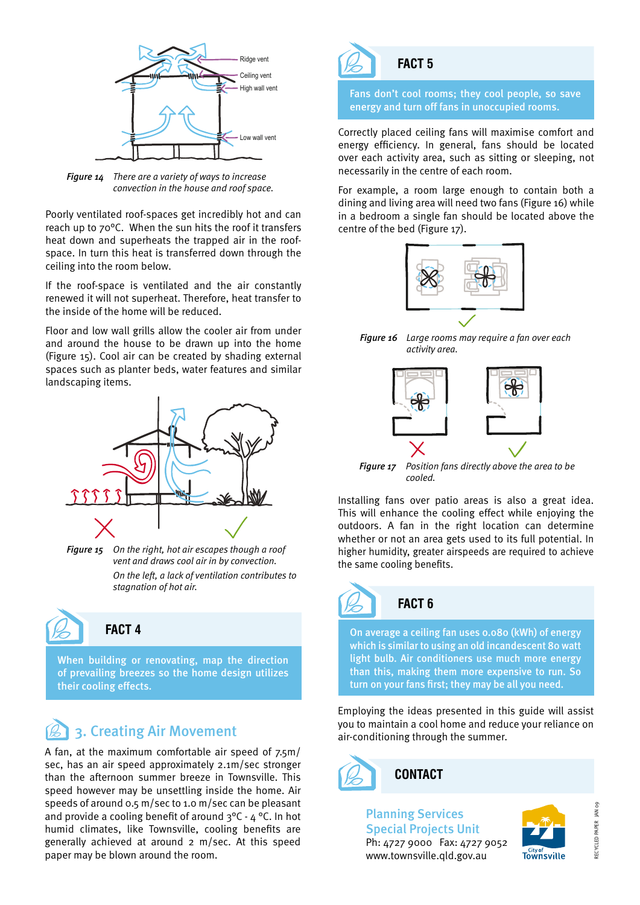Ridge vent

Ceiling vent

High wall vent

Low wall vent

*Figure 14* *There are a variety of ways to increase convection in the house and roof space.*

Poorly ventilated roof-spaces get incredibly hot and can reach up to 70°C. When the sun hits the roof it transfers heat down and superheats the trapped air in the roof-space. In turn this heat is transferred down through the ceiling into the room below.

If the roof-space is ventilated and the air constantly renewed it will not superheat. Therefore, heat transfer to the inside of the home will be reduced.

Floor and low wall grills allow the cooler air from under and around the house to be drawn up into the home (Figure 15). Cool air can be created by shading external spaces such as planter beds, water features and similar landscaping items.

*Figure 15* *On the right, hot air escapes though a roof vent and draws cool air in by convection.*

*On the left, a lack of ventilation contributes to stagnation of hot air.*

## FACT 4

When building or renovating, map the direction of prevailing breezes so the home design utilizes their cooling effects.

## 3. Creating Air Movement

A fan, at the maximum comfortable air speed of 7.5m/sec, has an air speed approximately 2.1m/sec stronger than the afternoon summer breeze in Townsville. This speed however may be unsettling inside the home. Air speeds of around 0.5 m/sec to 1.0 m/sec can be pleasant and provide a cooling benefit of around 3°C - 4 °C. In hot humid climates, like Townsville, cooling benefits are generally achieved at around 2 m/sec. At this speed paper may be blown around the room.

## FACT 5

Fans don't cool rooms; they cool people, so save energy and turn off fans in unoccupied rooms.

Correctly placed ceiling fans will maximise comfort and energy efficiency. In general, fans should be located over each activity area, such as sitting or sleeping, not necessarily in the centre of each room.

For example, a room large enough to contain both a dining and living area will need two fans (Figure 16) while in a bedroom a single fan should be located above the centre of the bed (Figure 17).

*Figure 16* *Large rooms may require a fan over each activity area.*

*Figure 17* *Position fans directly above the area to be cooled.*

Installing fans over patio areas is also a great idea. This will enhance the cooling effect while enjoying the outdoors. A fan in the right location can determine whether or not an area gets used to its full potential. In higher humidity, greater airspeeds are required to achieve the same cooling benefits.

## FACT 6

On average a ceiling fan uses 0.080 (kWh) of energy which is similar to using an old incandescent 80 watt light bulb. Air conditioners use much more energy than this, making them more expensive to run. So turn on your fans first; they may be all you need.

Employing the ideas presented in this guide will assist you to maintain a cool home and reduce your reliance on air-conditioning through the summer.

## CONTACT

**Planning Services**
**Special Projects Unit**
Ph: 4727 9000 Fax: 4727 9052
www.townsville.qld.gov.au

City of Townsville

RECYCLED PAPER JAN 09